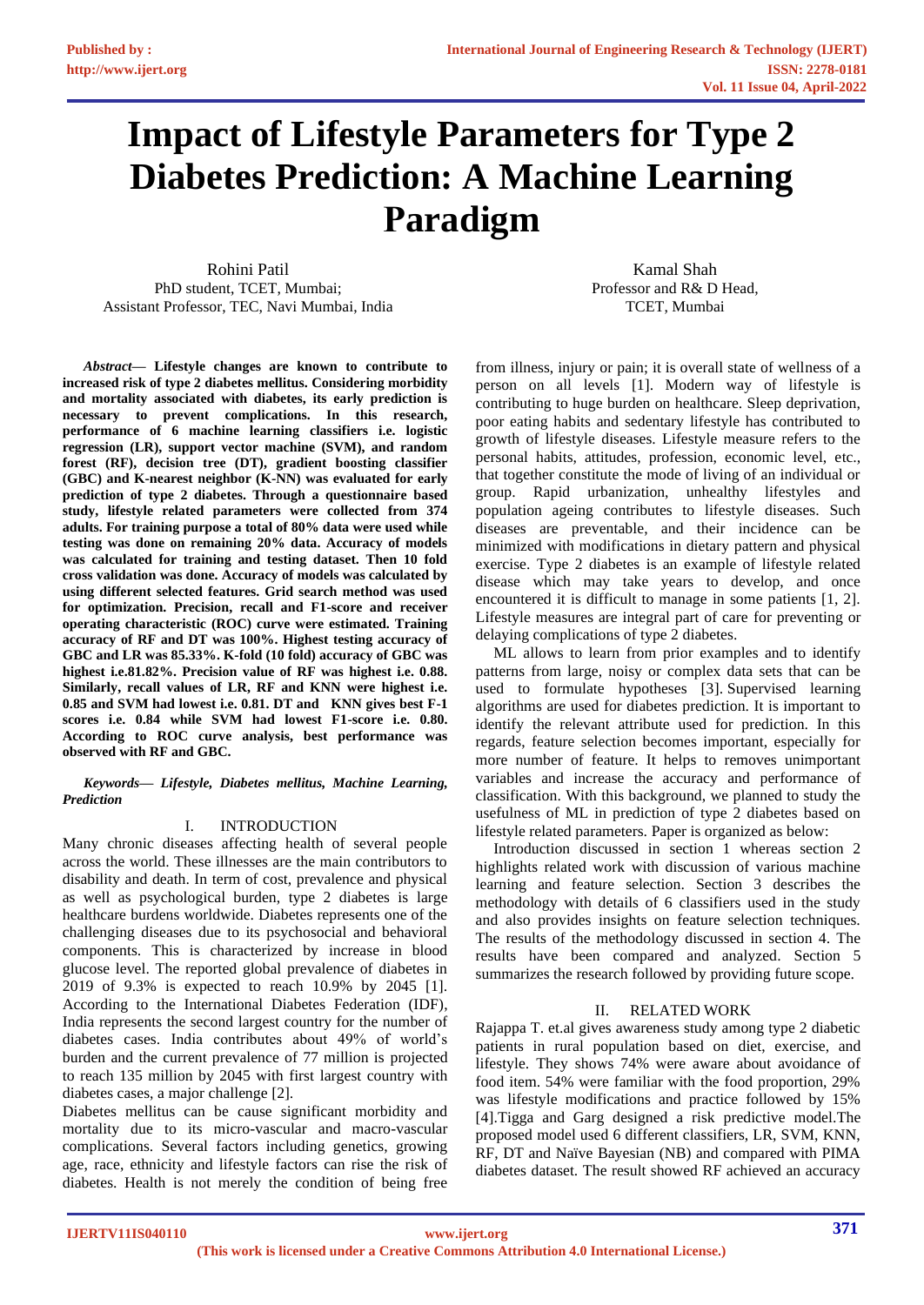# Impact of Lifestyle Parameters for Type 2 Diabetes Prediction: A Machine Learning Paradigm

Rohini Patil
PhD student, TCET, Mumbai;
Assistant Professor, TEC, Navi Mumbai, India

Kamal Shah
Professor and R& D Head,
TCET, Mumbai

***Abstract*— Lifestyle changes are known to contribute to increased risk of type 2 diabetes mellitus. Considering morbidity and mortality associated with diabetes, its early prediction is necessary to prevent complications. In this research, performance of 6 machine learning classifiers i.e. logistic regression (LR), support vector machine (SVM), and random forest (RF), decision tree (DT), gradient boosting classifier (GBC) and K-nearest neighbor (K-NN) was evaluated for early prediction of type 2 diabetes. Through a questionnaire based study, lifestyle related parameters were collected from 374 adults. For training purpose a total of 80% data were used while testing was done on remaining 20% data. Accuracy of models was calculated for training and testing dataset. Then 10 fold cross validation was done. Accuracy of models was calculated by using different selected features. Grid search method was used for optimization. Precision, recall and F1-score and receiver operating characteristic (ROC) curve were estimated. Training accuracy of RF and DT was 100%. Highest testing accuracy of GBC and LR was 85.33%. K-fold (10 fold) accuracy of GBC was highest i.e.81.82%. Precision value of RF was highest i.e. 0.88. Similarly, recall values of LR, RF and KNN were highest i.e. 0.85 and SVM had lowest i.e. 0.81. DT and KNN gives best F-1 scores i.e. 0.84 while SVM had lowest F1-score i.e. 0.80. According to ROC curve analysis, best performance was observed with RF and GBC.**

***Keywords— Lifestyle, Diabetes mellitus, Machine Learning, Prediction***

## I. INTRODUCTION

Many chronic diseases affecting health of several people across the world. These illnesses are the main contributors to disability and death. In term of cost, prevalence and physical as well as psychological burden, type 2 diabetes is large healthcare burdens worldwide. Diabetes represents one of the challenging diseases due to its psychosocial and behavioral components. This is characterized by increase in blood glucose level. The reported global prevalence of diabetes in 2019 of 9.3% is expected to reach 10.9% by 2045 [1]. According to the International Diabetes Federation (IDF), India represents the second largest country for the number of diabetes cases. India contributes about 49% of world's burden and the current prevalence of 77 million is projected to reach 135 million by 2045 with first largest country with diabetes cases, a major challenge [2].

Diabetes mellitus can be cause significant morbidity and mortality due to its micro-vascular and macro-vascular complications. Several factors including genetics, growing age, race, ethnicity and lifestyle factors can rise the risk of diabetes. Health is not merely the condition of being free from illness, injury or pain; it is overall state of wellness of a person on all levels [1]. Modern way of lifestyle is contributing to huge burden on healthcare. Sleep deprivation, poor eating habits and sedentary lifestyle has contributed to growth of lifestyle diseases. Lifestyle measure refers to the personal habits, attitudes, profession, economic level, etc., that together constitute the mode of living of an individual or group. Rapid urbanization, unhealthy lifestyles and population ageing contributes to lifestyle diseases. Such diseases are preventable, and their incidence can be minimized with modifications in dietary pattern and physical exercise. Type 2 diabetes is an example of lifestyle related disease which may take years to develop, and once encountered it is difficult to manage in some patients [1, 2]. Lifestyle measures are integral part of care for preventing or delaying complications of type 2 diabetes.

ML allows to learn from prior examples and to identify patterns from large, noisy or complex data sets that can be used to formulate hypotheses [3]. Supervised learning algorithms are used for diabetes prediction. It is important to identify the relevant attribute used for prediction. In this regards, feature selection becomes important, especially for more number of feature. It helps to removes unimportant variables and increase the accuracy and performance of classification. With this background, we planned to study the usefulness of ML in prediction of type 2 diabetes based on lifestyle related parameters. Paper is organized as below:

Introduction discussed in section 1 whereas section 2 highlights related work with discussion of various machine learning and feature selection. Section 3 describes the methodology with details of 6 classifiers used in the study and also provides insights on feature selection techniques. The results of the methodology discussed in section 4. The results have been compared and analyzed. Section 5 summarizes the research followed by providing future scope.

## II. RELATED WORK

Rajappa T. et.al gives awareness study among type 2 diabetic patients in rural population based on diet, exercise, and lifestyle. They shows 74% were aware about avoidance of food item. 54% were familiar with the food proportion, 29% was lifestyle modifications and practice followed by 15% [4].Tigga and Garg designed a risk predictive model.The proposed model used 6 different classifiers, LR, SVM, KNN, RF, DT and Naïve Bayesian (NB) and compared with PIMA diabetes dataset. The result showed RF achieved an accuracy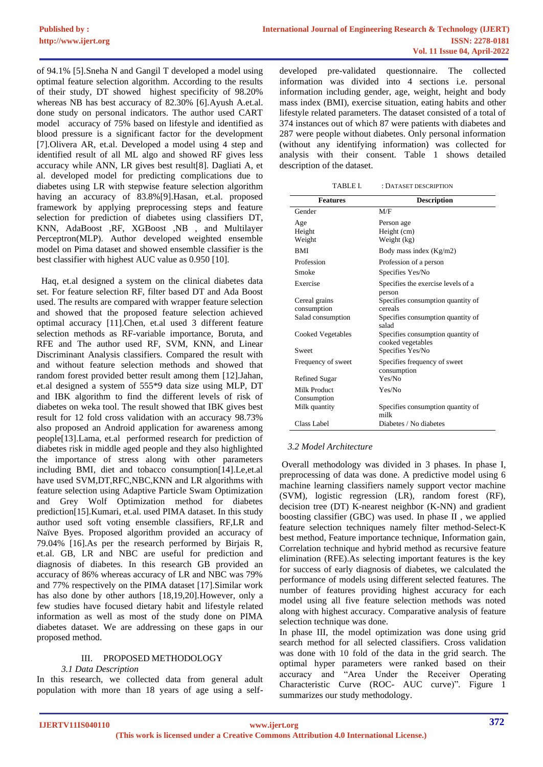of 94.1% [5].Sneha N and Gangil T developed a model using optimal feature selection algorithm. According to the results of their study, DT showed highest specificity of 98.20% whereas NB has best accuracy of 82.30% [6].Ayush A.et.al. done study on personal indicators. The author used CART model accuracy of 75% based on lifestyle and identified as blood pressure is a significant factor for the development [7].Olivera AR, et.al. Developed a model using 4 step and identified result of all ML algo and showed RF gives less accuracy while ANN, LR gives best result[8]. Dagliati A, et al. developed model for predicting complications due to diabetes using LR with stepwise feature selection algorithm having an accuracy of 83.8%[9].Hasan, et.al. proposed framework by applying preprocessing steps and feature selection for prediction of diabetes using classifiers DT, KNN, AdaBoost ,RF, XGBoost ,NB , and Multilayer Perceptron(MLP). Author developed weighted ensemble model on Pima dataset and showed ensemble classifier is the best classifier with highest AUC value as 0.950 [10].

Haq, et.al designed a system on the clinical diabetes data set. For feature selection RF, filter based DT and Ada Boost used. The results are compared with wrapper feature selection and showed that the proposed feature selection achieved optimal accuracy [11].Chen, et.al used 3 different feature selection methods as RF-variable importance, Boruta, and RFE and The author used RF, SVM, KNN, and Linear Discriminant Analysis classifiers. Compared the result with and without feature selection methods and showed that random forest provided better result among them [12].Jahan, et.al designed a system of 555*9 data size using MLP, DT and IBK algorithm to find the different levels of risk of diabetes on weka tool. The result showed that IBK gives best result for 12 fold cross validation with an accuracy 98.73% also proposed an Android application for awareness among people[13].Lama, et.al performed research for prediction of diabetes risk in middle aged people and they also highlighted the importance of stress along with other parameters including BMI, diet and tobacco consumption[14].Le,et.al have used SVM,DT,RFC,NBC,KNN and LR algorithms with feature selection using Adaptive Particle Swam Optimization and Grey Wolf Optimization method for diabetes prediction[15].Kumari, et.al. used PIMA dataset. In this study author used soft voting ensemble classifiers, RF,LR and Naïve Byes. Proposed algorithm provided an accuracy of 79.04% [16].As per the research performed by Birjais R, et.al. GB, LR and NBC are useful for prediction and diagnosis of diabetes. In this research GB provided an accuracy of 86% whereas accuracy of LR and NBC was 79% and 77% respectively on the PIMA dataset [17].Similar work has also done by other authors [18,19,20].However, only a few studies have focused dietary habit and lifestyle related information as well as most of the study done on PIMA diabetes dataset. We are addressing on these gaps in our proposed method.

## III. PROPOSED METHODOLOGY

### *3.1 Data Description*

In this research, we collected data from general adult population with more than 18 years of age using a self-developed pre-validated questionnaire. The collected information was divided into 4 sections i.e. personal information including gender, age, weight, height and body mass index (BMI), exercise situation, eating habits and other lifestyle related parameters. The dataset consisted of a total of 374 instances out of which 87 were patients with diabetes and 287 were people without diabetes. Only personal information (without any identifying information) was collected for analysis with their consent. Table 1 shows detailed description of the dataset.

TABLE I. : DATASET DESCRIPTION

| Features | Description |
|---|---|
| Gender | M/F |
| Age | Person age |
| Height | Height (cm) |
| Weight | Weight (kg) |
| BMI | Body mass index (Kg/m2) |
| Profession | Profession of a person |
| Smoke | Specifies Yes/No |
| Exercise | Specifies the exercise levels of a person |
| Cereal grains consumption | Specifies consumption quantity of cereals |
| Salad consumption | Specifies consumption quantity of salad |
| Cooked Vegetables | Specifies consumption quantity of cooked vegetables |
| Sweet | Specifies Yes/No |
| Frequency of sweet | Specifies frequency of sweet consumption |
| Refined Sugar | Yes/No |
| Milk Product Consumption | Yes/No |
| Milk quantity | Specifies consumption quantity of milk |
| Class Label | Diabetes / No diabetes |

### *3.2 Model Architecture*

Overall methodology was divided in 3 phases. In phase I, preprocessing of data was done. A predictive model using 6 machine learning classifiers namely support vector machine (SVM), logistic regression (LR), random forest (RF), decision tree (DT) K-nearest neighbor (K-NN) and gradient boosting classifier (GBC) was used. In phase II , we applied feature selection techniques namely filter method-Select-K best method, Feature importance technique, Information gain, Correlation technique and hybrid method as recursive feature elimination (RFE).As selecting important features is the key for success of early diagnosis of diabetes, we calculated the performance of models using different selected features. The number of features providing highest accuracy for each model using all five feature selection methods was noted along with highest accuracy. Comparative analysis of feature selection technique was done.

In phase III, the model optimization was done using grid search method for all selected classifiers. Cross validation was done with 10 fold of the data in the grid search. The optimal hyper parameters were ranked based on their accuracy and "Area Under the Receiver Operating Characteristic Curve (ROC- AUC curve)". Figure 1 summarizes our study methodology.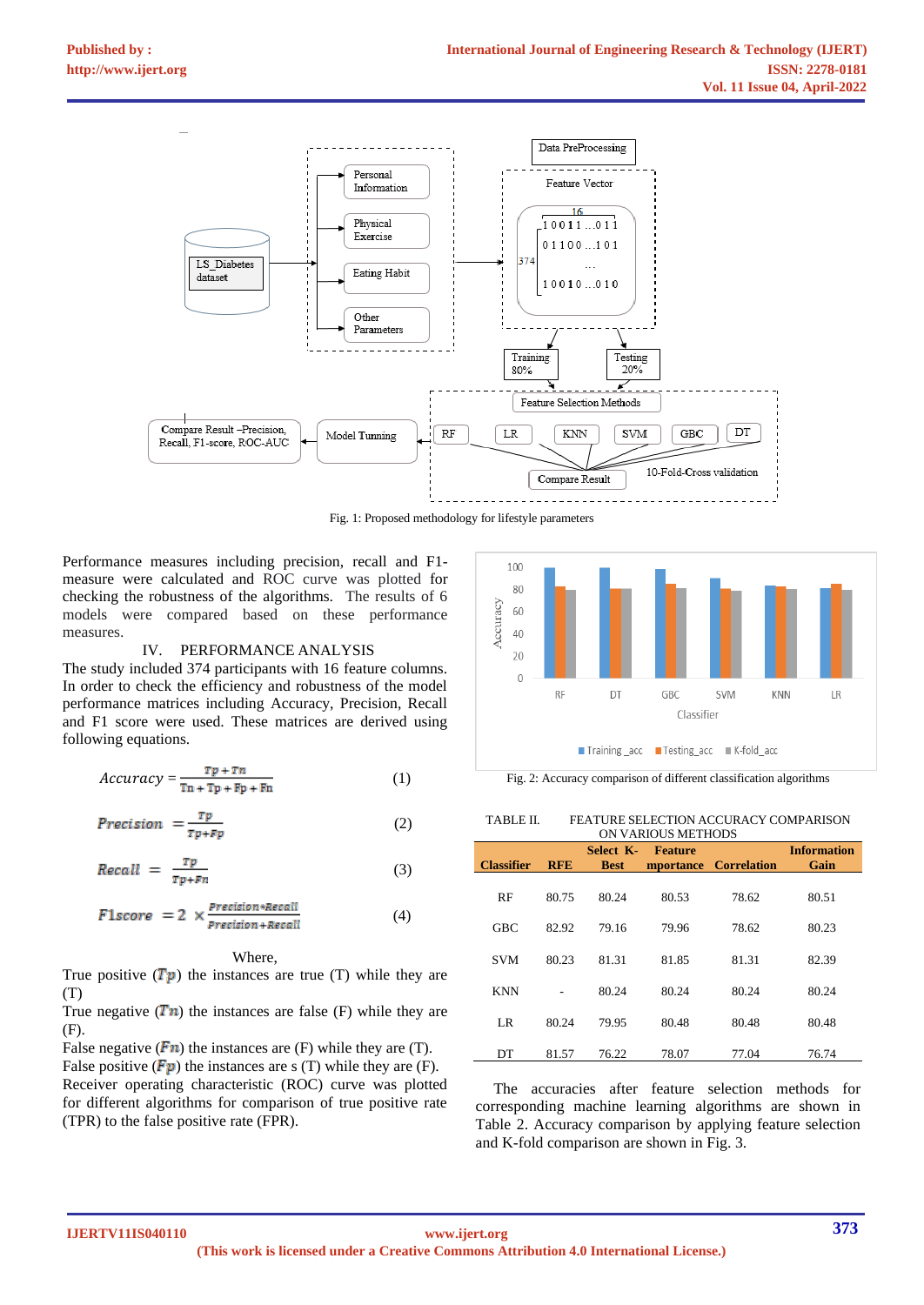Fig. 1: Proposed methodology for lifestyle parameters

Performance measures including precision, recall and F1-measure were calculated and ROC curve was plotted for checking the robustness of the algorithms. The results of 6 models were compared based on these performance measures.

## IV. PERFORMANCE ANALYSIS

The study included 374 participants with 16 feature columns. In order to check the efficiency and robustness of the model performance matrices including Accuracy, Precision, Recall and F1 score were used. These matrices are derived using following equations.

$$Accuracy = \frac{Tp + Tn}{Tn + Tp + Fp + Fn} \quad (1)$$

$$Precision = \frac{Tp}{Tp + Fp} \quad (2)$$

$$Recall = \frac{Tp}{Tp + Fn} \quad (3)$$

$$F1score = 2 \times \frac{Precision * Recall}{Precision + Recall} \quad (4)$$

Where,

True positive ($Tp$) the instances are true (T) while they are (T)

True negative ($Tn$) the instances are false (F) while they are (F).

False negative ($Fn$) the instances are (F) while they are (T).

False positive ($Fp$) the instances are s (T) while they are (F).

Receiver operating characteristic (ROC) curve was plotted for different algorithms for comparison of true positive rate (TPR) to the false positive rate (FPR).

Fig. 2: Accuracy comparison of different classification algorithms

TABLE II. FEATURE SELECTION ACCURACY COMPARISON ON VARIOUS METHODS

| Classifier | RFE | Select K-Best | Feature mportance | Correlation | Information Gain |
|---|---|---|---|---|---|
| RF | 80.75 | 80.24 | 80.53 | 78.62 | 80.51 |
| GBC | 82.92 | 79.16 | 79.96 | 78.62 | 80.23 |
| SVM | 80.23 | 81.31 | 81.85 | 81.31 | 82.39 |
| KNN | - | 80.24 | 80.24 | 80.24 | 80.24 |
| LR | 80.24 | 79.95 | 80.48 | 80.48 | 80.48 |
| DT | 81.57 | 76.22 | 78.07 | 77.04 | 76.74 |

The accuracies after feature selection methods for corresponding machine learning algorithms are shown in Table 2. Accuracy comparison by applying feature selection and K-fold comparison are shown in Fig. 3.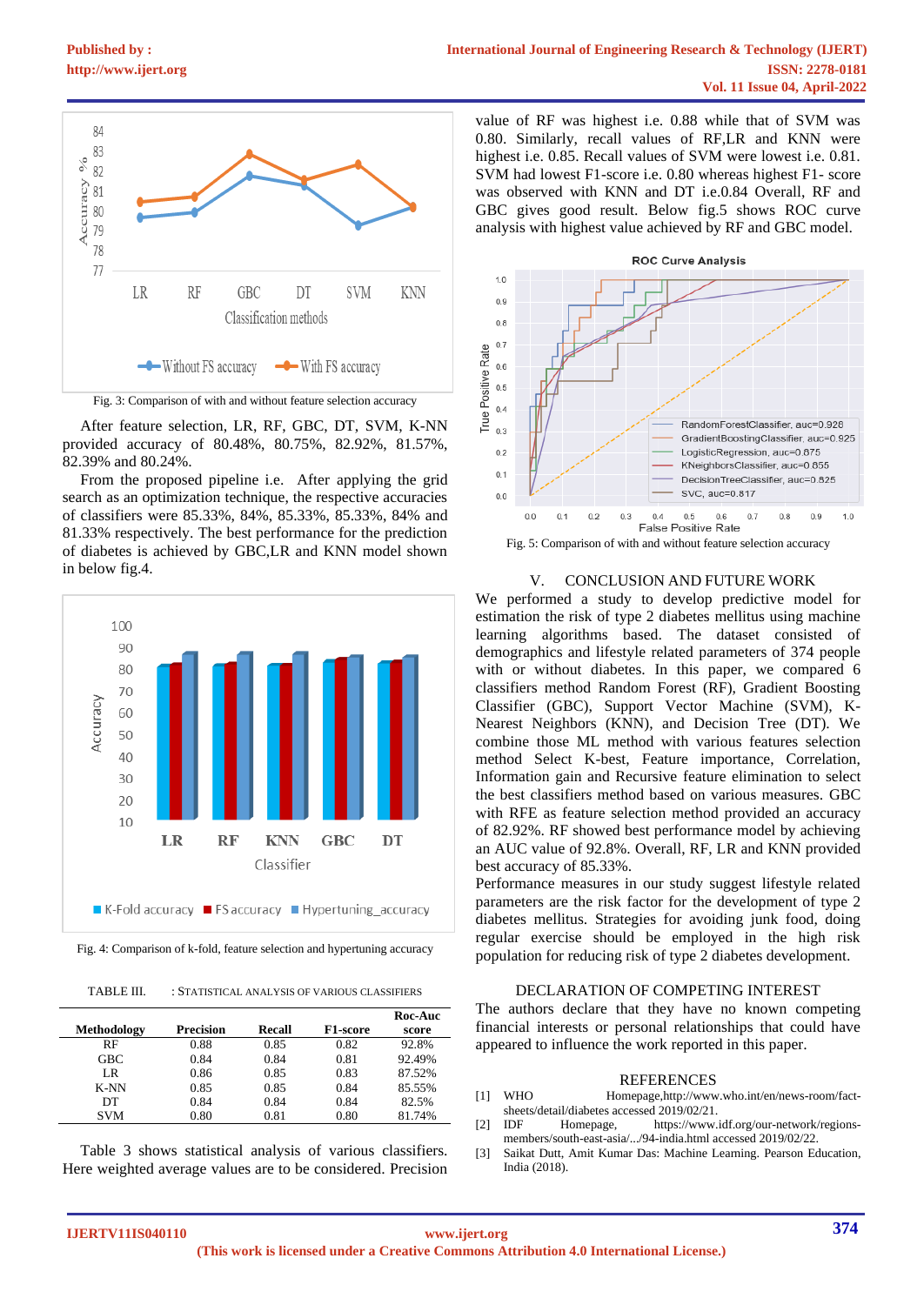Fig. 3: Comparison of with and without feature selection accuracy

After feature selection, LR, RF, GBC, DT, SVM, K-NN provided accuracy of 80.48%, 80.75%, 82.92%, 81.57%, 82.39% and 80.24%.

From the proposed pipeline i.e. After applying the grid search as an optimization technique, the respective accuracies of classifiers were 85.33%, 84%, 85.33%, 85.33%, 84% and 81.33% respectively. The best performance for the prediction of diabetes is achieved by GBC,LR and KNN model shown in below fig.4.

Fig. 4: Comparison of k-fold, feature selection and hypertuning accuracy

TABLE III. : STATISTICAL ANALYSIS OF VARIOUS CLASSIFIERS

| Methodology | Precision | Recall | F1-score | Roc-Auc score |
|---|---|---|---|---|
| RF | 0.88 | 0.85 | 0.82 | 92.8% |
| GBC | 0.84 | 0.84 | 0.81 | 92.49% |
| LR | 0.86 | 0.85 | 0.83 | 87.52% |
| K-NN | 0.85 | 0.85 | 0.84 | 85.55% |
| DT | 0.84 | 0.84 | 0.84 | 82.5% |
| SVM | 0.80 | 0.81 | 0.80 | 81.74% |

Table 3 shows statistical analysis of various classifiers. Here weighted average values are to be considered. Precision value of RF was highest i.e. 0.88 while that of SVM was 0.80. Similarly, recall values of RF,LR and KNN were highest i.e. 0.85. Recall values of SVM were lowest i.e. 0.81. SVM had lowest F1-score i.e. 0.80 whereas highest F1- score was observed with KNN and DT i.e.0.84 Overall, RF and GBC gives good result. Below fig.5 shows ROC curve analysis with highest value achieved by RF and GBC model.

Fig. 5: Comparison of with and without feature selection accuracy

## V. CONCLUSION AND FUTURE WORK

We performed a study to develop predictive model for estimation the risk of type 2 diabetes mellitus using machine learning algorithms based. The dataset consisted of demographics and lifestyle related parameters of 374 people with or without diabetes. In this paper, we compared 6 classifiers method Random Forest (RF), Gradient Boosting Classifier (GBC), Support Vector Machine (SVM), K-Nearest Neighbors (KNN), and Decision Tree (DT). We combine those ML method with various features selection method Select K-best, Feature importance, Correlation, Information gain and Recursive feature elimination to select the best classifiers method based on various measures. GBC with RFE as feature selection method provided an accuracy of 82.92%. RF showed best performance model by achieving an AUC value of 92.8%. Overall, RF, LR and KNN provided best accuracy of 85.33%.

Performance measures in our study suggest lifestyle related parameters are the risk factor for the development of type 2 diabetes mellitus. Strategies for avoiding junk food, doing regular exercise should be employed in the high risk population for reducing risk of type 2 diabetes development.

## DECLARATION OF COMPETING INTEREST

The authors declare that they have no known competing financial interests or personal relationships that could have appeared to influence the work reported in this paper.

## REFERENCES

[1] WHO Homepage,http://www.who.int/en/news-room/fact-sheets/detail/diabetes accessed 2019/02/21.

[2] IDF Homepage, https://www.idf.org/our-network/regions-members/south-east-asia/.../94-india.html accessed 2019/02/22.

[3] Saikat Dutt, Amit Kumar Das: Machine Leaming. Pearson Education, India (2018).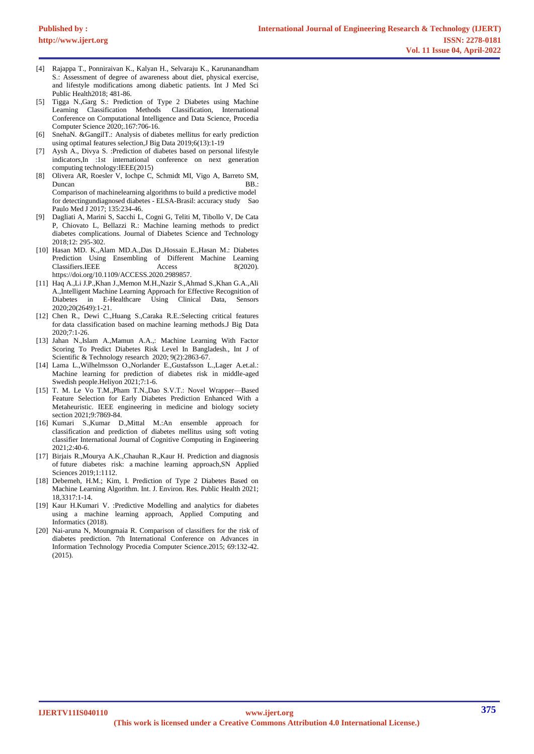- [4] Rajappa T., Ponniraivan K., Kalyan H., Selvaraju K., Karunanandham S.: Assessment of degree of awareness about diet, physical exercise, and lifestyle modifications among diabetic patients. Int J Med Sci Public Health2018; 481-86.
- [5] Tigga N.,Garg S.: Prediction of Type 2 Diabetes using Machine Learning Classification Methods Classification, International Conference on Computational Intelligence and Data Science, Procedia Computer Science 2020;.167:706-16.
- [6] SnehaN. &GangilT.: Analysis of diabetes mellitus for early prediction using optimal features selection,J Big Data 2019;6(13):1-19
- [7] Aysh A., Divya S. :Prediction of diabetes based on personal lifestyle indicators,In :1st international conference on next generation computing technology:IEEE(2015)
- [8] Olivera AR, Roesler V, Iochpe C, Schmidt MI, Vigo A, Barreto SM, Duncan BB.: Comparison of machinelearning algorithms to build a predictive model for detectingundiagnosed diabetes - ELSA-Brasil: accuracy study Sao Paulo Med J 2017; 135:234-46.
- [9] Dagliati A, Marini S, Sacchi L, Cogni G, Teliti M, Tibollo V, De Cata P, Chiovato L, Bellazzi R.: Machine learning methods to predict diabetes complications. Journal of Diabetes Science and Technology 2018;12: 295-302.
- [10] Hasan MD. K.,Alam MD.A.,Das D.,Hossain E.,Hasan M.: Diabetes Prediction Using Ensembling of Different Machine Learning Classifiers.IEEE Access 8(2020). https://doi.org/10.1109/ACCESS.2020.2989857.
- [11] Haq A.,Li J.P.,Khan J.,Memon M.H.,Nazir S.,Ahmad S.,Khan G.A.,Ali A.,Intelligent Machine Learning Approach for Effective Recognition of Diabetes in E-Healthcare Using Clinical Data, Sensors 2020;20(2649):1-21.
- [12] Chen R., Dewi C.,Huang S.,Caraka R.E.:Selecting critical features for data classification based on machine learning methods.J Big Data 2020;7:1-26.
- [13] Jahan N.,Islam A.,Mamun A.A.,: Machine Learning With Factor Scoring To Predict Diabetes Risk Level In Bangladesh., Int J of Scientific & Technology research 2020; 9(2):2863-67.
- [14] Lama L.,Wilhelmsson O.,Norlander E.,Gustafsson L.,Lager A.et.al.: Machine learning for prediction of diabetes risk in middle-aged Swedish people.Heliyon 2021;7:1-6.
- [15] T. M. Le Vo T.M.,Pham T.N.,Dao S.V.T.: Novel Wrapper—Based Feature Selection for Early Diabetes Prediction Enhanced With a Metaheuristic. IEEE engineering in medicine and biology society section 2021;9:7869-84.
- [16] Kumari S.,Kumar D.,Mittal M.:An ensemble approach for classification and prediction of diabetes mellitus using soft voting classifier International Journal of Cognitive Computing in Engineering 2021;2:40-6.
- [17] Birjais R.,Mourya A.K.,Chauhan R.,Kaur H. Prediction and diagnosis of future diabetes risk: a machine learning approach,SN Applied Sciences 2019;1:1112.
- [18] Deberneh, H.M.; Kim, I. Prediction of Type 2 Diabetes Based on Machine Learning Algorithm. Int. J. Environ. Res. Public Health 2021; 18,3317:1-14.
- [19] Kaur H.Kumari V. :Predictive Modelling and analytics for diabetes using a machine learning approach, Applied Computing and Informatics (2018).
- [20] Nai-aruna N, Moungmaia R. Comparison of classifiers for the risk of diabetes prediction. 7th International Conference on Advances in Information Technology Procedia Computer Science.2015; 69:132-42. (2015).